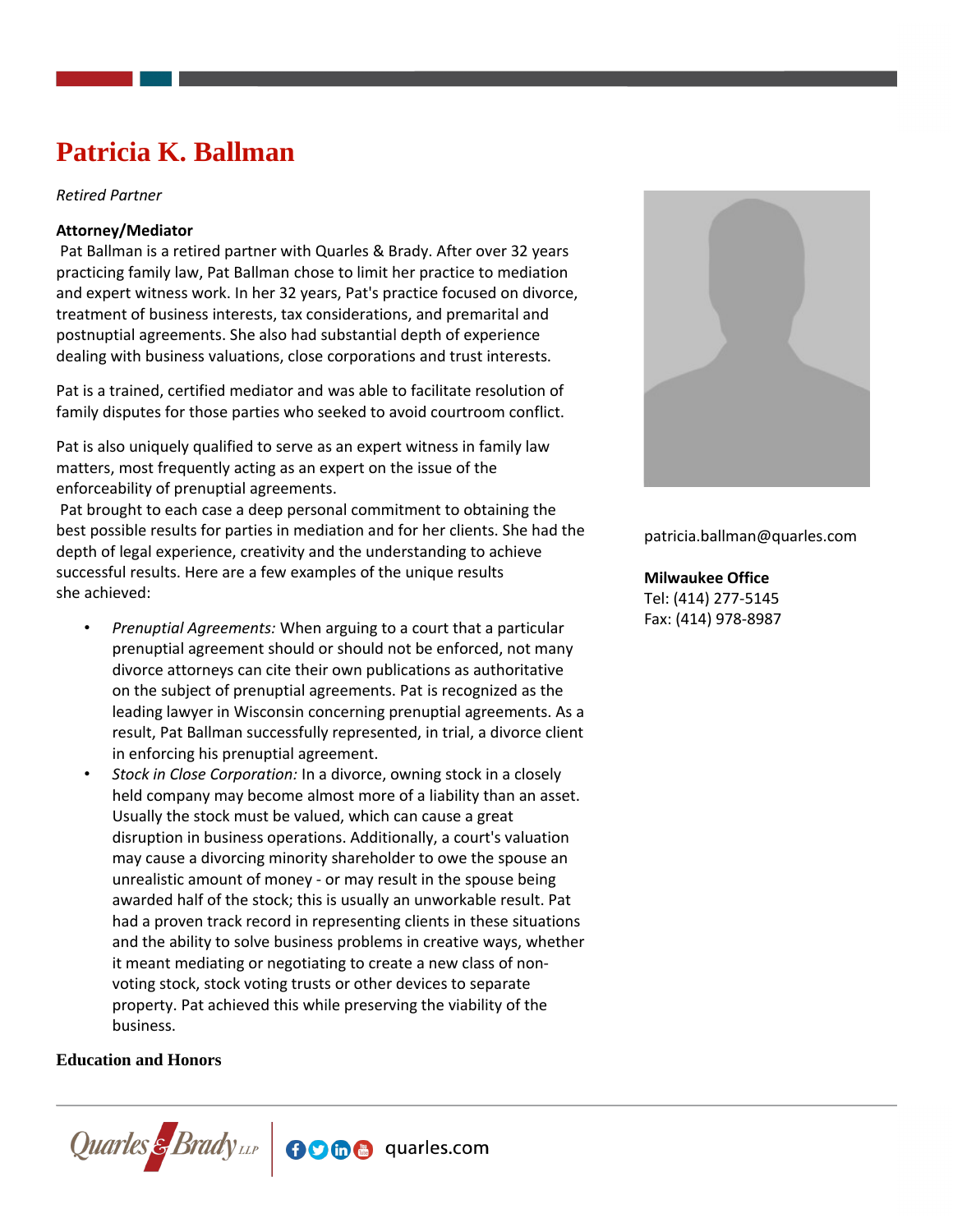# Patricia K. Ballman

*Retired Partner*

**Attorney/Mediator**

Pat Ballman is a retired partner with Quarles & Brady. After over 32 years practicing family law, Pat Ballman chose to limit her practice to mediation and expert witness work. In her 32 years, Pat's practice focused on divorce, treatment of business interests, tax considerations, and premarital and postnuptial agreements. She also had substantial depth of experience dealing with business valuations, close corporations and trust interests.

Pat is a trained, certified mediator and was able to facilitate resolution of family disputes for those parties who seeked to avoid courtroom conflict.

Pat is also uniquely qualified to serve as an expert witness in family law matters, most frequently acting as an expert on the issue of the enforceability of prenuptial agreements.

Pat brought to each case a deep personal commitment to obtaining the best possible results for parties in mediation and for her clients. She had the depth of legal experience, creativity and the understanding to achieve successful results. Here are a few examples of the unique results she achieved:

- *Prenuptial Agreements:* When arguing to a court that a particular prenuptial agreement should or should not be enforced, not many divorce attorneys can cite their own publications as authoritative on the subject of prenuptial agreements. Pat is recognized as the leading lawyer in Wisconsin concerning prenuptial agreements. As a result, Pat Ballman successfully represented, in trial, a divorce client in enforcing his prenuptial agreement.
- *Stock in Close Corporation:* In a divorce, owning stock in a closely held company may become almost more of a liability than an asset. Usually the stock must be valued, which can cause a great disruption in business operations. Additionally, a court's valuation may cause a divorcing minority shareholder to owe the spouse an unrealistic amount of money - or may result in the spouse being awarded half of the stock; this is usually an unworkable result. Pat had a proven track record in representing clients in these situations and the ability to solve business problems in creative ways, whether it meant mediating or negotiating to create a new class of non-voting stock, stock voting trusts or other devices to separate property. Pat achieved this while preserving the viability of the business.

patricia.ballman@quarles.com

**Milwaukee Office**
Tel: (414) 277-5145
Fax: (414) 978-8987

**Education and Honors**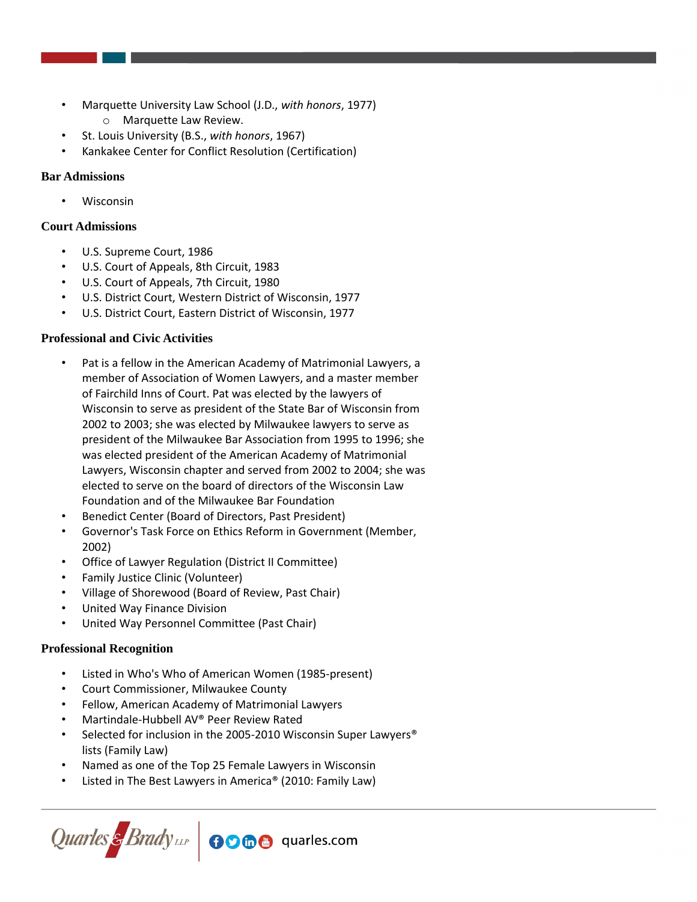- Marquette University Law School (J.D., *with honors*, 1977)
  - Marquette Law Review.
- St. Louis University (B.S., *with honors*, 1967)
- Kankakee Center for Conflict Resolution (Certification)

## Bar Admissions

- Wisconsin

## Court Admissions

- U.S. Supreme Court, 1986
- U.S. Court of Appeals, 8th Circuit, 1983
- U.S. Court of Appeals, 7th Circuit, 1980
- U.S. District Court, Western District of Wisconsin, 1977
- U.S. District Court, Eastern District of Wisconsin, 1977

## Professional and Civic Activities

- Pat is a fellow in the American Academy of Matrimonial Lawyers, a member of Association of Women Lawyers, and a master member of Fairchild Inns of Court. Pat was elected by the lawyers of Wisconsin to serve as president of the State Bar of Wisconsin from 2002 to 2003; she was elected by Milwaukee lawyers to serve as president of the Milwaukee Bar Association from 1995 to 1996; she was elected president of the American Academy of Matrimonial Lawyers, Wisconsin chapter and served from 2002 to 2004; she was elected to serve on the board of directors of the Wisconsin Law Foundation and of the Milwaukee Bar Foundation
- Benedict Center (Board of Directors, Past President)
- Governor's Task Force on Ethics Reform in Government (Member, 2002)
- Office of Lawyer Regulation (District II Committee)
- Family Justice Clinic (Volunteer)
- Village of Shorewood (Board of Review, Past Chair)
- United Way Finance Division
- United Way Personnel Committee (Past Chair)

## Professional Recognition

- Listed in Who's Who of American Women (1985-present)
- Court Commissioner, Milwaukee County
- Fellow, American Academy of Matrimonial Lawyers
- Martindale-Hubbell AV® Peer Review Rated
- Selected for inclusion in the 2005-2010 Wisconsin Super Lawyers® lists (Family Law)
- Named as one of the Top 25 Female Lawyers in Wisconsin
- Listed in The Best Lawyers in America® (2010: Family Law)